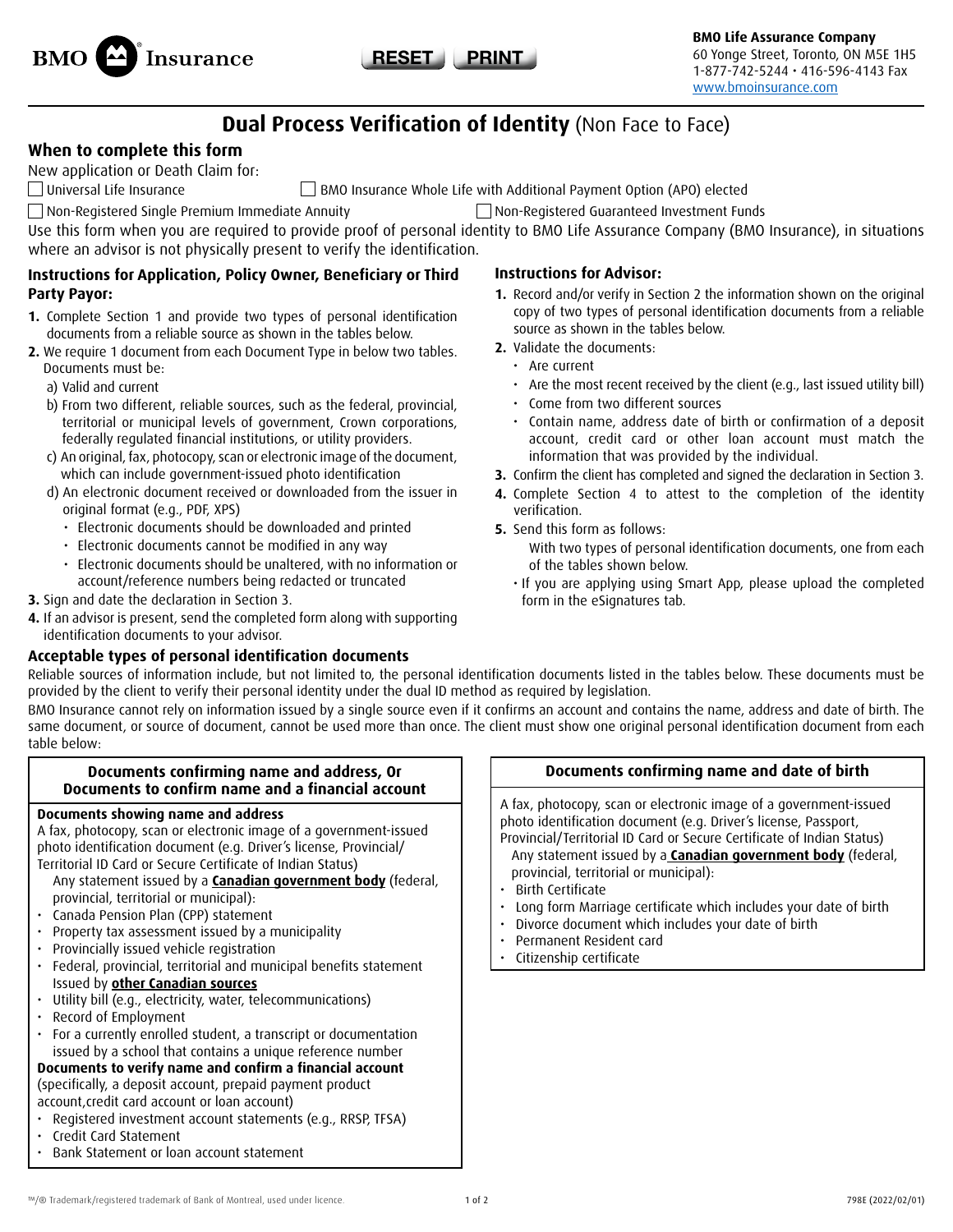BMO Insurance

RESET PRINT

**BMO Life Assurance Company**
60 Yonge Street, Toronto, ON M5E 1H5
1-877-742-5244 • 416-596-4143 Fax
www.bmoinsurance.com

# Dual Process Verification of Identity (Non Face to Face)

## When to complete this form

New application or Death Claim for:

☐ Universal Life Insurance ☐ BMO Insurance Whole Life with Additional Payment Option (APO) elected
☐ Non-Registered Single Premium Immediate Annuity ☐ Non-Registered Guaranteed Investment Funds

Use this form when you are required to provide proof of personal identity to BMO Life Assurance Company (BMO Insurance), in situations where an advisor is not physically present to verify the identification.

### Instructions for Application, Policy Owner, Beneficiary or Third Party Payor:

1. Complete Section 1 and provide two types of personal identification documents from a reliable source as shown in the tables below.
2. We require 1 document from each Document Type in below two tables. Documents must be:
   a) Valid and current
   b) From two different, reliable sources, such as the federal, provincial, territorial or municipal levels of government, Crown corporations, federally regulated financial institutions, or utility providers.
   c) An original, fax, photocopy, scan or electronic image of the document, which can include government-issued photo identification
   d) An electronic document received or downloaded from the issuer in original format (e.g., PDF, XPS)
      - Electronic documents should be downloaded and printed
      - Electronic documents cannot be modified in any way
      - Electronic documents should be unaltered, with no information or account/reference numbers being redacted or truncated
3. Sign and date the declaration in Section 3.
4. If an advisor is present, send the completed form along with supporting identification documents to your advisor.

### Instructions for Advisor:

1. Record and/or verify in Section 2 the information shown on the original copy of two types of personal identification documents from a reliable source as shown in the tables below.
2. Validate the documents:
   - Are current
   - Are the most recent received by the client (e.g., last issued utility bill)
   - Come from two different sources
   - Contain name, address date of birth or confirmation of a deposit account, credit card or other loan account must match the information that was provided by the individual.
3. Confirm the client has completed and signed the declaration in Section 3.
4. Complete Section 4 to attest to the completion of the identity verification.
5. Send this form as follows:
   With two types of personal identification documents, one from each of the tables shown below.
   - If you are applying using Smart App, please upload the completed form in the eSignatures tab.

## Acceptable types of personal identification documents

Reliable sources of information include, but not limited to, the personal identification documents listed in the tables below. These documents must be provided by the client to verify their personal identity under the dual ID method as required by legislation.

BMO Insurance cannot rely on information issued by a single source even if it confirms an account and contains the name, address and date of birth. The same document, or source of document, cannot be used more than once. The client must show one original personal identification document from each table below:

### Documents confirming name and address, Or Documents to confirm name and a financial account

**Documents showing name and address**

A fax, photocopy, scan or electronic image of a government-issued photo identification document (e.g. Driver's license, Provincial/Territorial ID Card or Secure Certificate of Indian Status)

Any statement issued by a **Canadian government body** (federal, provincial, territorial or municipal):
- Canada Pension Plan (CPP) statement
- Property tax assessment issued by a municipality
- Provincially issued vehicle registration
- Federal, provincial, territorial and municipal benefits statement

Issued by **other Canadian sources**
- Utility bill (e.g., electricity, water, telecommunications)
- Record of Employment
- For a currently enrolled student, a transcript or documentation issued by a school that contains a unique reference number

**Documents to verify name and confirm a financial account**
(specifically, a deposit account, prepaid payment product account, credit card account or loan account)
- Registered investment account statements (e.g., RRSP, TFSA)
- Credit Card Statement
- Bank Statement or loan account statement

### Documents confirming name and date of birth

A fax, photocopy, scan or electronic image of a government-issued photo identification document (e.g. Driver's license, Passport, Provincial/Territorial ID Card or Secure Certificate of Indian Status)

Any statement issued by a **Canadian government body** (federal, provincial, territorial or municipal):
- Birth Certificate
- Long form Marriage certificate which includes your date of birth
- Divorce document which includes your date of birth
- Permanent Resident card
- Citizenship certificate

™/® Trademark/registered trademark of Bank of Montreal, used under licence. 798E (2022/02/01)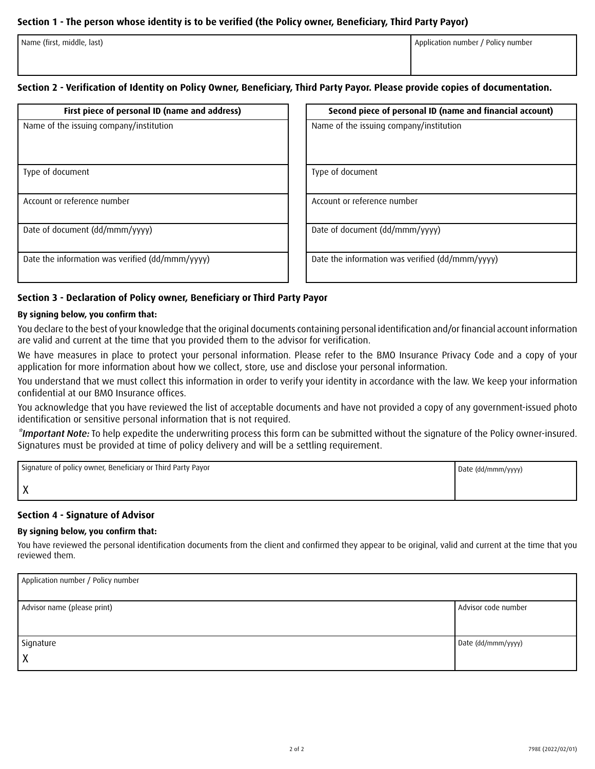### Section 1 - The person whose identity is to be verified (the Policy owner, Beneficiary, Third Party Payor)

| Name (first, middle, last) | Application number / Policy number |
|---|---|
| | |

### Section 2 - Verification of Identity on Policy Owner, Beneficiary, Third Party Payor. Please provide copies of documentation.

| First piece of personal ID (name and address) | Second piece of personal ID (name and financial account) |
|---|---|
| Name of the issuing company/institution | Name of the issuing company/institution |
| Type of document | Type of document |
| Account or reference number | Account or reference number |
| Date of document (dd/mmm/yyyy) | Date of document (dd/mmm/yyyy) |
| Date the information was verified (dd/mmm/yyyy) | Date the information was verified (dd/mmm/yyyy) |

### Section 3 - Declaration of Policy owner, Beneficiary or Third Party Payor

**By signing below, you confirm that:**

You declare to the best of your knowledge that the original documents containing personal identification and/or financial account information are valid and current at the time that you provided them to the advisor for verification.

We have measures in place to protect your personal information. Please refer to the BMO Insurance Privacy Code and a copy of your application for more information about how we collect, store, use and disclose your personal information.

You understand that we must collect this information in order to verify your identity in accordance with the law. We keep your information confidential at our BMO Insurance offices.

You acknowledge that you have reviewed the list of acceptable documents and have not provided a copy of any government-issued photo identification or sensitive personal information that is not required.

*_Important Note:_ To help expedite the underwriting process this form can be submitted without the signature of the Policy owner-insured. Signatures must be provided at time of policy delivery and will be a settling requirement.

| Signature of policy owner, Beneficiary or Third Party Payor | Date (dd/mmm/yyyy) |
|---|---|
| X | |

### Section 4 - Signature of Advisor

**By signing below, you confirm that:**

You have reviewed the personal identification documents from the client and confirmed they appear to be original, valid and current at the time that you reviewed them.

| Application number / Policy number | |
|---|---|
| Advisor name (please print) | Advisor code number |
| Signature<br>X | Date (dd/mmm/yyyy) |

798E (2022/02/01)